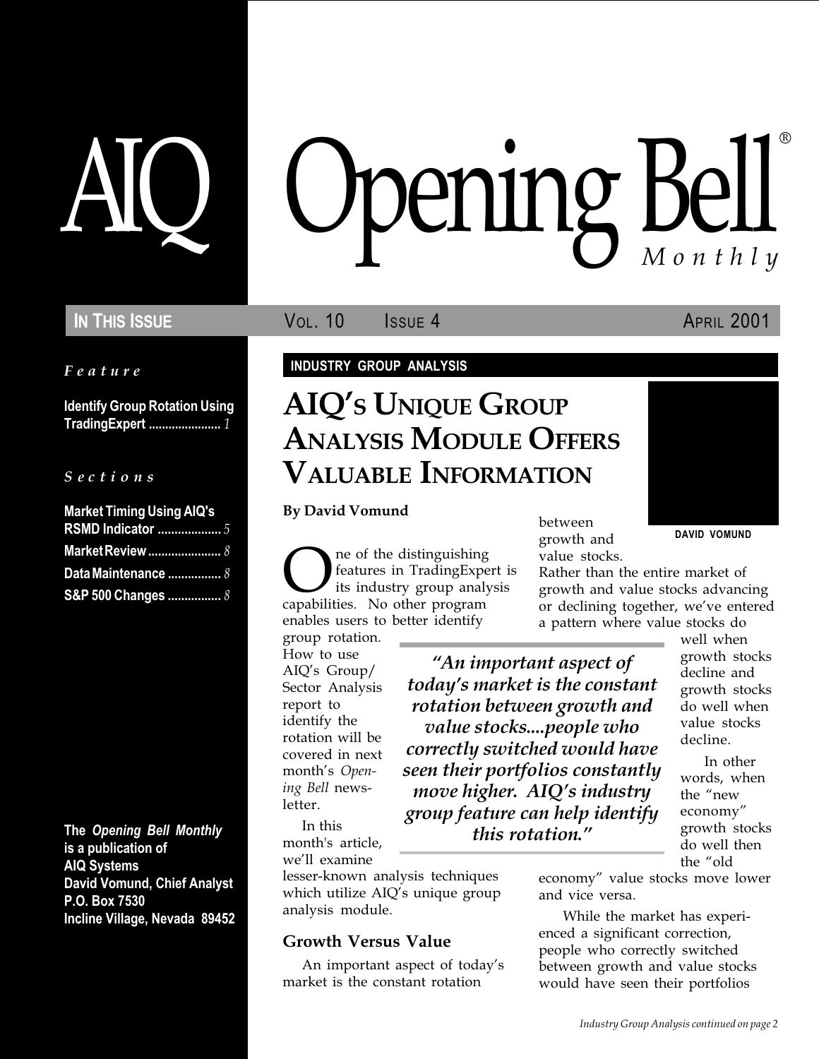# AIQ Opening Bell® Monthly

**In This Issue** | Vol. 10 Issue 4 | April 2001

*Feature*

**Identify Group Rotation Using TradingExpert** ..................... *1*

*Sections*

**Market Timing Using AIQ's RSMD Indicator** ................... *5*

**Market Review** ..................... *8*

**Data Maintenance** ................ *8*

**S&P 500 Changes** ................ *8*

**The *Opening Bell Monthly* is a publication of AIQ Systems**
**David Vomund, Chief Analyst**
**P.O. Box 7530**
**Incline Village, Nevada 89452**

**INDUSTRY GROUP ANALYSIS**

## AIQ's Unique Group Analysis Module Offers Valuable Information

**By David Vomund**

DAVID VOMUND

One of the distinguishing features in TradingExpert is its industry group analysis capabilities. No other program enables users to better identify group rotation. How to use AIQ's Group/Sector Analysis report to identify the rotation will be covered in next month's *Opening Bell* newsletter.

In this month's article, we'll examine lesser-known analysis techniques which utilize AIQ's unique group analysis module.

### Growth Versus Value

An important aspect of today's market is the constant rotation between growth and value stocks. Rather than the entire market of growth and value stocks advancing or declining together, we've entered a pattern where value stocks do well when growth stocks decline and growth stocks do well when value stocks decline.

In other words, when the "new economy" growth stocks do well then the "old economy" value stocks move lower and vice versa.

While the market has experienced a significant correction, people who correctly switched between growth and value stocks would have seen their portfolios

> *"An important aspect of today's market is the constant rotation between growth and value stocks....people who correctly switched would have seen their portfolios constantly move higher. AIQ's industry group feature can help identify this rotation."*

*Industry Group Analysis continued on page 2*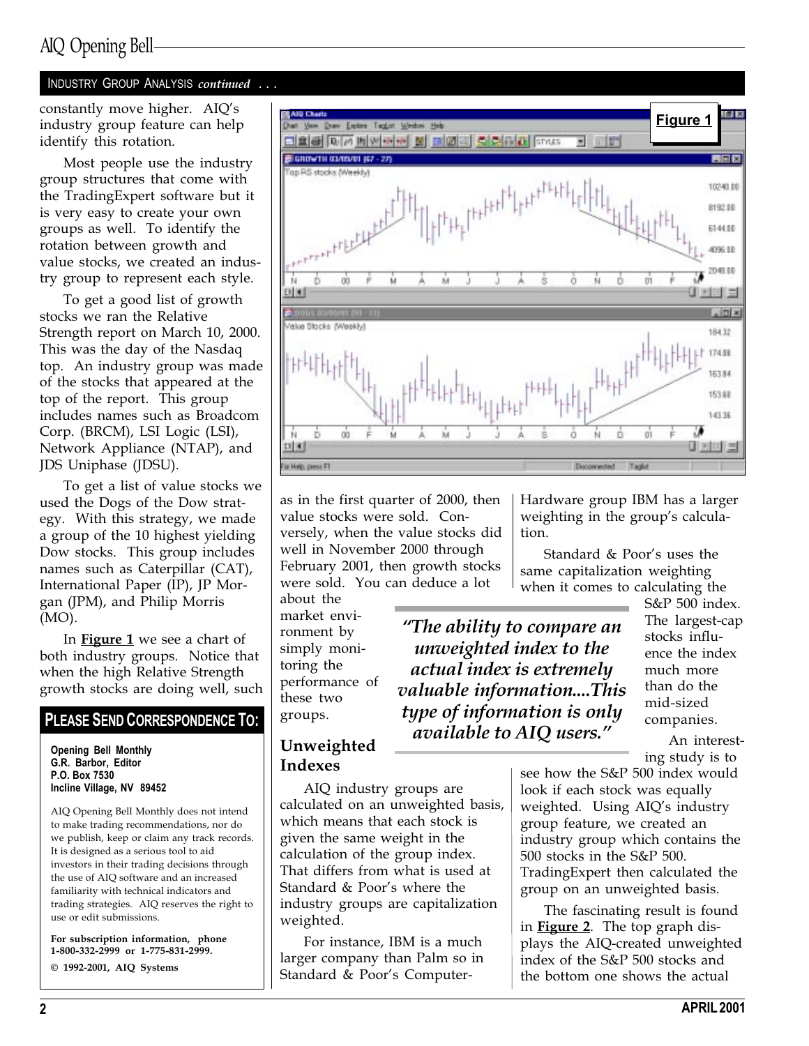INDUSTRY GROUP ANALYSIS *continued* . . .

constantly move higher. AIQ's industry group feature can help identify this rotation.

Most people use the industry group structures that come with the TradingExpert software but it is very easy to create your own groups as well. To identify the rotation between growth and value stocks, we created an industry group to represent each style.

To get a good list of growth stocks we ran the Relative Strength report on March 10, 2000. This was the day of the Nasdaq top. An industry group was made of the stocks that appeared at the top of the report. This group includes names such as Broadcom Corp. (BRCM), LSI Logic (LSI), Network Appliance (NTAP), and JDS Uniphase (JDSU).

To get a list of value stocks we used the Dogs of the Dow strategy. With this strategy, we made a group of the 10 highest yielding Dow stocks. This group includes names such as Caterpillar (CAT), International Paper (IP), JP Morgan (JPM), and Philip Morris (MO).

In **Figure 1** we see a chart of both industry groups. Notice that when the high Relative Strength growth stocks are doing well, such as in the first quarter of 2000, then value stocks were sold. Conversely, when the value stocks did well in November 2000 through February 2001, then growth stocks were sold. You can deduce a lot about the market environment by simply monitoring the performance of these two groups.

Figure 1

> *"The ability to compare an unweighted index to the actual index is extremely valuable information....This type of information is only available to AIQ users."*

## Unweighted Indexes

AIQ industry groups are calculated on an unweighted basis, which means that each stock is given the same weight in the calculation of the group index. That differs from what is used at Standard & Poor's where the industry groups are capitalization weighted.

For instance, IBM is a much larger company than Palm so in Standard & Poor's Computer-Hardware group IBM has a larger weighting in the group's calculation.

Standard & Poor's uses the same capitalization weighting when it comes to calculating the S&P 500 index. The largest-cap stocks influence the index much more than do the mid-sized companies.

An interesting study is to see how the S&P 500 index would look if each stock was equally weighted. Using AIQ's industry group feature, we created an industry group which contains the 500 stocks in the S&P 500. TradingExpert then calculated the group on an unweighted basis.

The fascinating result is found in **Figure 2**. The top graph displays the AIQ-created unweighted index of the S&P 500 stocks and the bottom one shows the actual

## PLEASE SEND CORRESPONDENCE TO:

**Opening Bell Monthly**
**G.R. Barbor, Editor**
**P.O. Box 7530**
**Incline Village, NV 89452**

AIQ Opening Bell Monthly does not intend to make trading recommendations, nor do we publish, keep or claim any track records. It is designed as a serious tool to aid investors in their trading decisions through the use of AIQ software and an increased familiarity with technical indicators and trading strategies. AIQ reserves the right to use or edit submissions.

**For subscription information, phone 1-800-332-2999 or 1-775-831-2999.**

**© 1992-2001, AIQ Systems**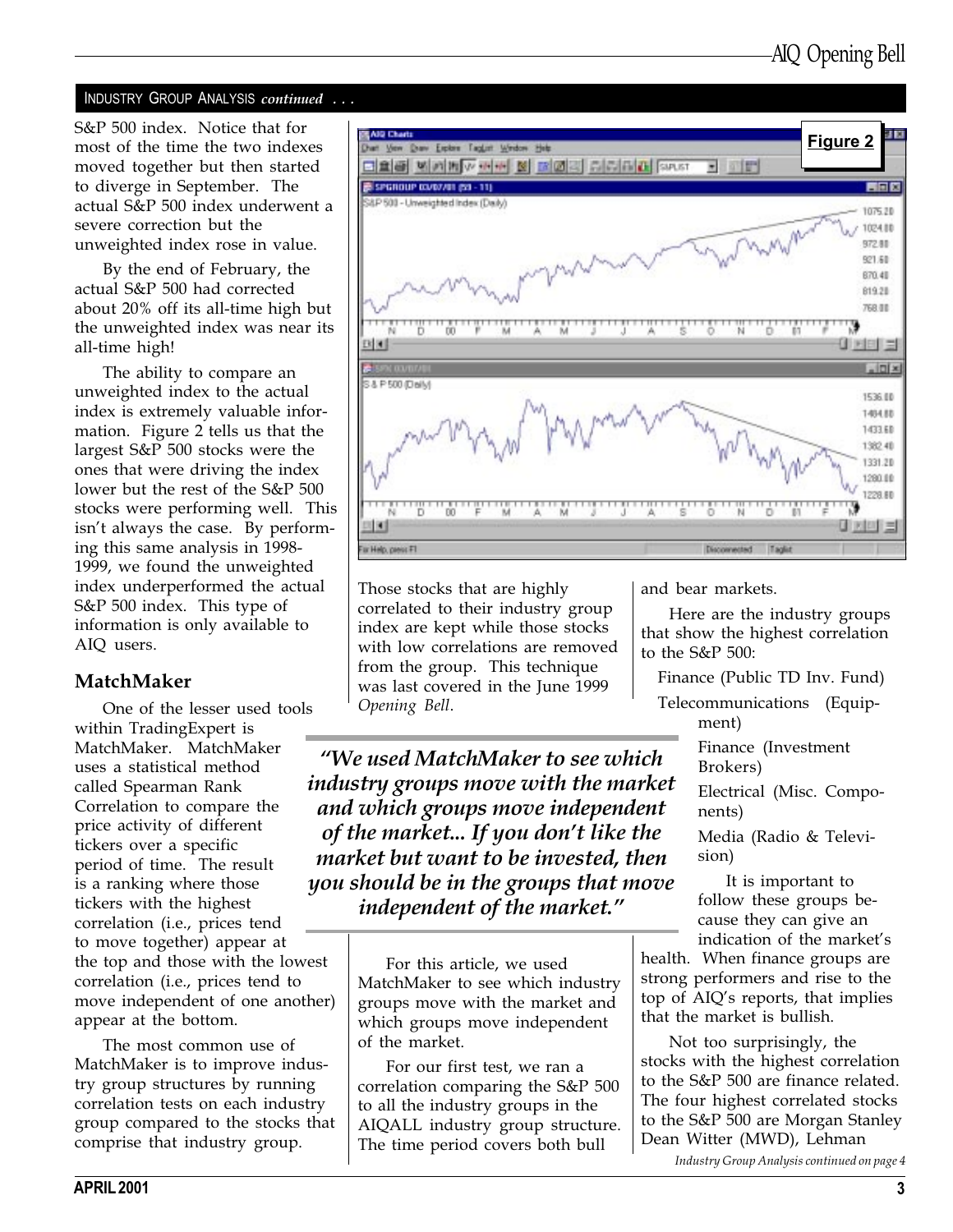INDUSTRY GROUP ANALYSIS *continued . . .*

S&P 500 index. Notice that for most of the time the two indexes moved together but then started to diverge in September. The actual S&P 500 index underwent a severe correction but the unweighted index rose in value.

By the end of February, the actual S&P 500 had corrected about 20% off its all-time high but the unweighted index was near its all-time high!

The ability to compare an unweighted index to the actual index is extremely valuable information. Figure 2 tells us that the largest S&P 500 stocks were the ones that were driving the index lower but the rest of the S&P 500 stocks were performing well. This isn't always the case. By performing this same analysis in 1998-1999, we found the unweighted index underperformed the actual S&P 500 index. This type of information is only available to AIQ users.

## MatchMaker

One of the lesser used tools within TradingExpert is MatchMaker. MatchMaker uses a statistical method called Spearman Rank Correlation to compare the price activity of different tickers over a specific period of time. The result is a ranking where those tickers with the highest correlation (i.e., prices tend to move together) appear at the top and those with the lowest correlation (i.e., prices tend to move independent of one another) appear at the bottom.

The most common use of MatchMaker is to improve industry group structures by running correlation tests on each industry group compared to the stocks that comprise that industry group. Those stocks that are highly correlated to their industry group index are kept while those stocks with low correlations are removed from the group. This technique was last covered in the June 1999 *Opening Bell*.

***"We used MatchMaker to see which industry groups move with the market and which groups move independent of the market... If you don't like the market but want to be invested, then you should be in the groups that move independent of the market."***

For this article, we used MatchMaker to see which industry groups move with the market and which groups move independent of the market.

For our first test, we ran a correlation comparing the S&P 500 to all the industry groups in the AIQALL industry group structure. The time period covers both bull and bear markets.

Here are the industry groups that show the highest correlation to the S&P 500:

- Finance (Public TD Inv. Fund)
- Telecommunications (Equipment)
- Finance (Investment Brokers)
- Electrical (Misc. Components)
- Media (Radio & Television)

It is important to follow these groups because they can give an indication of the market's health. When finance groups are strong performers and rise to the top of AIQ's reports, that implies that the market is bullish.

Not too surprisingly, the stocks with the highest correlation to the S&P 500 are finance related. The four highest correlated stocks to the S&P 500 are Morgan Stanley Dean Witter (MWD), Lehman

*Industry Group Analysis continued on page 4*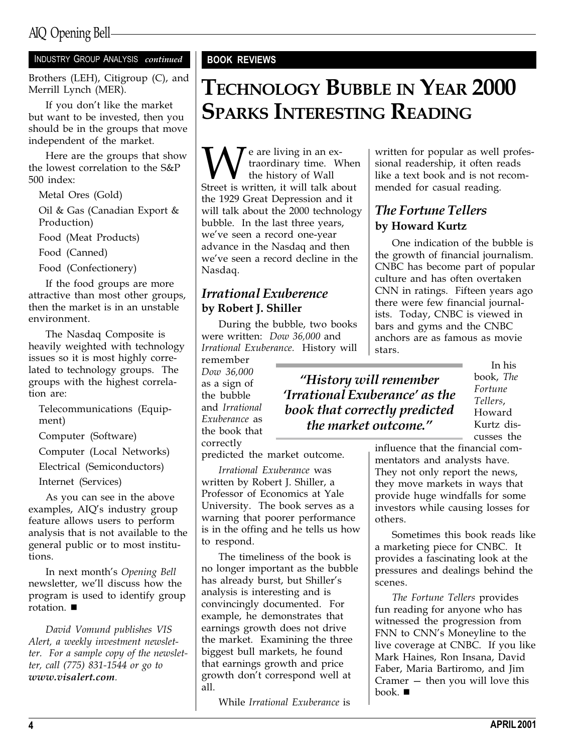INDUSTRY GROUP ANALYSIS *continued*

Brothers (LEH), Citigroup (C), and Merrill Lynch (MER).

If you don't like the market but want to be invested, then you should be in the groups that move independent of the market.

Here are the groups that show the lowest correlation to the S&P 500 index:

- Metal Ores (Gold)
- Oil & Gas (Canadian Export & Production)
- Food (Meat Products)
- Food (Canned)
- Food (Confectionery)

If the food groups are more attractive than most other groups, then the market is in an unstable environment.

The Nasdaq Composite is heavily weighted with technology issues so it is most highly correlated to technology groups. The groups with the highest correlation are:

- Telecommunications (Equipment)
- Computer (Software)
- Computer (Local Networks)
- Electrical (Semiconductors)
- Internet (Services)

As you can see in the above examples, AIQ's industry group feature allows users to perform analysis that is not available to the general public or to most institutions.

In next month's *Opening Bell* newsletter, we'll discuss how the program is used to identify group rotation. ■

*David Vomund publishes VIS Alert, a weekly investment newsletter. For a sample copy of the newsletter, call (775) 831-1544 or go to* ***www.visalert.com****.*

**BOOK REVIEWS**

# TECHNOLOGY BUBBLE IN YEAR 2000 SPARKS INTERESTING READING

We are living in an extraordinary time. When the history of Wall Street is written, it will talk about the 1929 Great Depression and it will talk about the 2000 technology bubble. In the last three years, we've seen a record one-year advance in the Nasdaq and then we've seen a record decline in the Nasdaq.

## *Irrational Exuberence* by Robert J. Shiller

During the bubble, two books were written: *Dow 36,000* and *Irrational Exuberance.* History will remember *Dow 36,000* as a sign of the bubble and *Irrational Exuberance* as the book that correctly predicted the market outcome.

> ***"History will remember 'Irrational Exuberance' as the book that correctly predicted the market outcome."***

*Irrational Exuberance* was written by Robert J. Shiller, a Professor of Economics at Yale University. The book serves as a warning that poorer performance is in the offing and he tells us how to respond.

The timeliness of the book is no longer important as the bubble has already burst, but Shiller's analysis is interesting and is convincingly documented. For example, he demonstrates that earnings growth does not drive the market. Examining the three biggest bull markets, he found that earnings growth and price growth don't correspond well at all.

While *Irrational Exuberance* is written for popular as well professional readership, it often reads like a text book and is not recommended for casual reading.

## *The Fortune Tellers* by Howard Kurtz

One indication of the bubble is the growth of financial journalism. CNBC has become part of popular culture and has often overtaken CNN in ratings. Fifteen years ago there were few financial journalists. Today, CNBC is viewed in bars and gyms and the CNBC anchors are as famous as movie stars.

In his book, *The Fortune Tellers*, Howard Kurtz discusses the influence that the financial commentators and analysts have. They not only report the news, they move markets in ways that provide huge windfalls for some investors while causing losses for others.

Sometimes this book reads like a marketing piece for CNBC. It provides a fascinating look at the pressures and dealings behind the scenes.

*The Fortune Tellers* provides fun reading for anyone who has witnessed the progression from FNN to CNN's Moneyline to the live coverage at CNBC. If you like Mark Haines, Ron Insana, David Faber, Maria Bartiromo, and Jim Cramer — then you will love this book. ■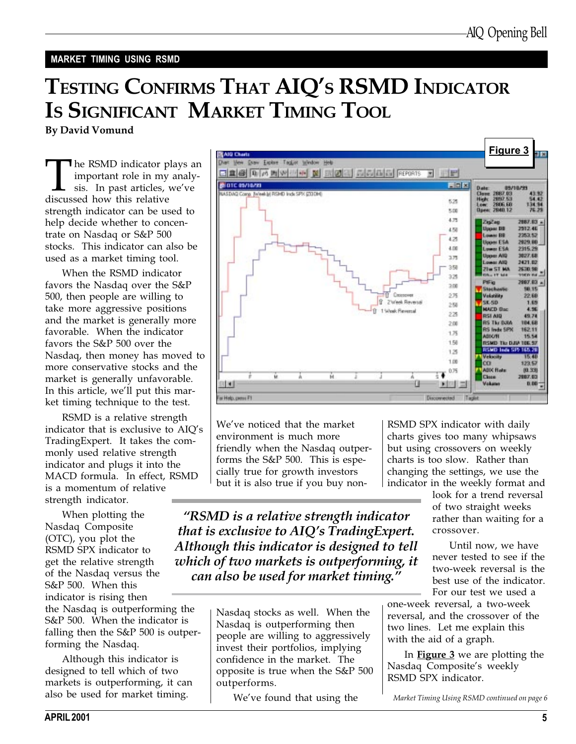MARKET TIMING USING RSMD

# Testing Confirms That AIQ's RSMD Indicator Is Significant Market Timing Tool

**By David Vomund**

The RSMD indicator plays an important role in my analysis. In past articles, we've discussed how this relative strength indicator can be used to help decide whether to concentrate on Nasdaq or S&P 500 stocks. This indicator can also be used as a market timing tool.

When the RSMD indicator favors the Nasdaq over the S&P 500, then people are willing to take more aggressive positions and the market is generally more favorable. When the indicator favors the S&P 500 over the Nasdaq, then money has moved to more conservative stocks and the market is generally unfavorable. In this article, we'll put this market timing technique to the test.

RSMD is a relative strength indicator that is exclusive to AIQ's TradingExpert. It takes the commonly used relative strength indicator and plugs it into the MACD formula. In effect, RSMD is a momentum of relative strength indicator.

When plotting the Nasdaq Composite (OTC), you plot the RSMD SPX indicator to get the relative strength of the Nasdaq versus the S&P 500. When this indicator is rising then the Nasdaq is outperforming the S&P 500. When the indicator is falling then the S&P 500 is outperforming the Nasdaq.

Although this indicator is designed to tell which of two markets is outperforming, it can also be used for market timing.

**Figure 3**

We've noticed that the market environment is much more friendly when the Nasdaq outperforms the S&P 500. This is especially true for growth investors but it is also true if you buy non-Nasdaq stocks as well. When the Nasdaq is outperforming then people are willing to aggressively invest their portfolios, implying confidence in the market. The opposite is true when the S&P 500 outperforms.

> *"RSMD is a relative strength indicator that is exclusive to AIQ's TradingExpert. Although this indicator is designed to tell which of two markets is outperforming, it can also be used for market timing."*

We've found that using the RSMD SPX indicator with daily charts gives too many whipsaws but using crossovers on weekly charts is too slow. Rather than changing the settings, we use the indicator in the weekly format and look for a trend reversal of two straight weeks rather than waiting for a crossover.

Until now, we have never tested to see if the two-week reversal is the best use of the indicator. For our test we used a one-week reversal, a two-week reversal, and the crossover of the two lines. Let me explain this with the aid of a graph.

In **Figure 3** we are plotting the Nasdaq Composite's weekly RSMD SPX indicator.

*Market Timing Using RSMD continued on page 6*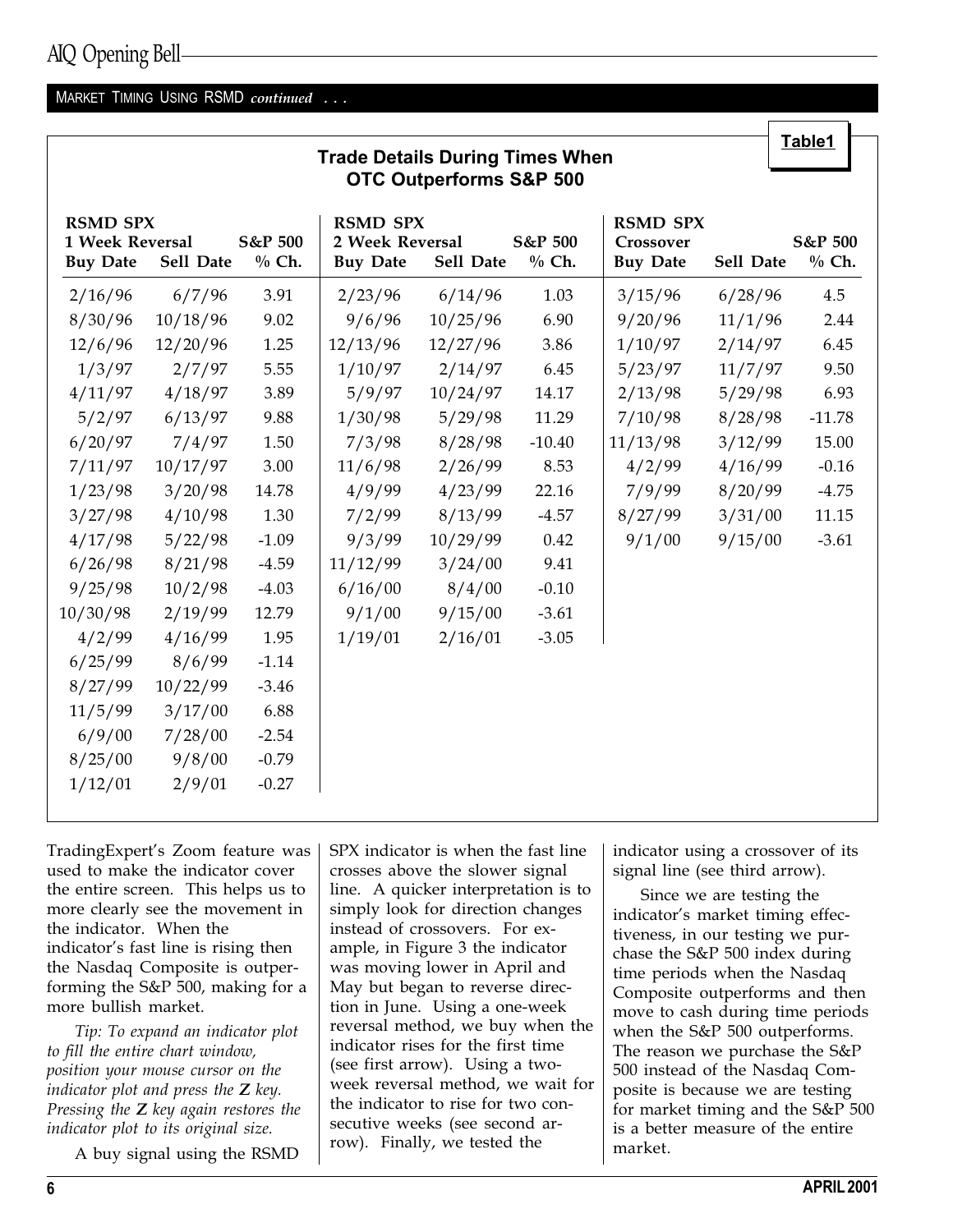MARKET TIMING USING RSMD *continued* . . .

**Table1**

### Trade Details During Times When OTC Outperforms S&P 500

| RSMD SPX 1 Week Reversal Buy Date | Sell Date | S&P 500 % Ch. | RSMD SPX 2 Week Reversal Buy Date | Sell Date | S&P 500 % Ch. | RSMD SPX Crossover Buy Date | Sell Date | S&P 500 % Ch. |
|---|---|---|---|---|---|---|---|---|
| 2/16/96 | 6/7/96 | 3.91 | 2/23/96 | 6/14/96 | 1.03 | 3/15/96 | 6/28/96 | 4.5 |
| 8/30/96 | 10/18/96 | 9.02 | 9/6/96 | 10/25/96 | 6.90 | 9/20/96 | 11/1/96 | 2.44 |
| 12/6/96 | 12/20/96 | 1.25 | 12/13/96 | 12/27/96 | 3.86 | 1/10/97 | 2/14/97 | 6.45 |
| 1/3/97 | 2/7/97 | 5.55 | 1/10/97 | 2/14/97 | 6.45 | 5/23/97 | 11/7/97 | 9.50 |
| 4/11/97 | 4/18/97 | 3.89 | 5/9/97 | 10/24/97 | 14.17 | 2/13/98 | 5/29/98 | 6.93 |
| 5/2/97 | 6/13/97 | 9.88 | 1/30/98 | 5/29/98 | 11.29 | 7/10/98 | 8/28/98 | -11.78 |
| 6/20/97 | 7/4/97 | 1.50 | 7/3/98 | 8/28/98 | -10.40 | 11/13/98 | 3/12/99 | 15.00 |
| 7/11/97 | 10/17/97 | 3.00 | 11/6/98 | 2/26/99 | 8.53 | 4/2/99 | 4/16/99 | -0.16 |
| 1/23/98 | 3/20/98 | 14.78 | 4/9/99 | 4/23/99 | 22.16 | 7/9/99 | 8/20/99 | -4.75 |
| 3/27/98 | 4/10/98 | 1.30 | 7/2/99 | 8/13/99 | -4.57 | 8/27/99 | 3/31/00 | 11.15 |
| 4/17/98 | 5/22/98 | -1.09 | 9/3/99 | 10/29/99 | 0.42 | 9/1/00 | 9/15/00 | -3.61 |
| 6/26/98 | 8/21/98 | -4.59 | 11/12/99 | 3/24/00 | 9.41 | | | |
| 9/25/98 | 10/2/98 | -4.03 | 6/16/00 | 8/4/00 | -0.10 | | | |
| 10/30/98 | 2/19/99 | 12.79 | 9/1/00 | 9/15/00 | -3.61 | | | |
| 4/2/99 | 4/16/99 | 1.95 | 1/19/01 | 2/16/01 | -3.05 | | | |
| 6/25/99 | 8/6/99 | -1.14 | | | | | | |
| 8/27/99 | 10/22/99 | -3.46 | | | | | | |
| 11/5/99 | 3/17/00 | 6.88 | | | | | | |
| 6/9/00 | 7/28/00 | -2.54 | | | | | | |
| 8/25/00 | 9/8/00 | -0.79 | | | | | | |
| 1/12/01 | 2/9/01 | -0.27 | | | | | | |

TradingExpert's Zoom feature was used to make the indicator cover the entire screen. This helps us to more clearly see the movement in the indicator. When the indicator's fast line is rising then the Nasdaq Composite is outperforming the S&P 500, making for a more bullish market.

*Tip: To expand an indicator plot to fill the entire chart window, position your mouse cursor on the indicator plot and press the **Z** key. Pressing the **Z** key again restores the indicator plot to its original size.*

A buy signal using the RSMD SPX indicator is when the fast line crosses above the slower signal line. A quicker interpretation is to simply look for direction changes instead of crossovers. For example, in Figure 3 the indicator was moving lower in April and May but began to reverse direction in June. Using a one-week reversal method, we buy when the indicator rises for the first time (see first arrow). Using a two-week reversal method, we wait for the indicator to rise for two consecutive weeks (see second arrow). Finally, we tested the indicator using a crossover of its signal line (see third arrow).

Since we are testing the indicator's market timing effectiveness, in our testing we purchase the S&P 500 index during time periods when the Nasdaq Composite outperforms and then move to cash during time periods when the S&P 500 outperforms. The reason we purchase the S&P 500 instead of the Nasdaq Composite is because we are testing for market timing and the S&P 500 is a better measure of the entire market.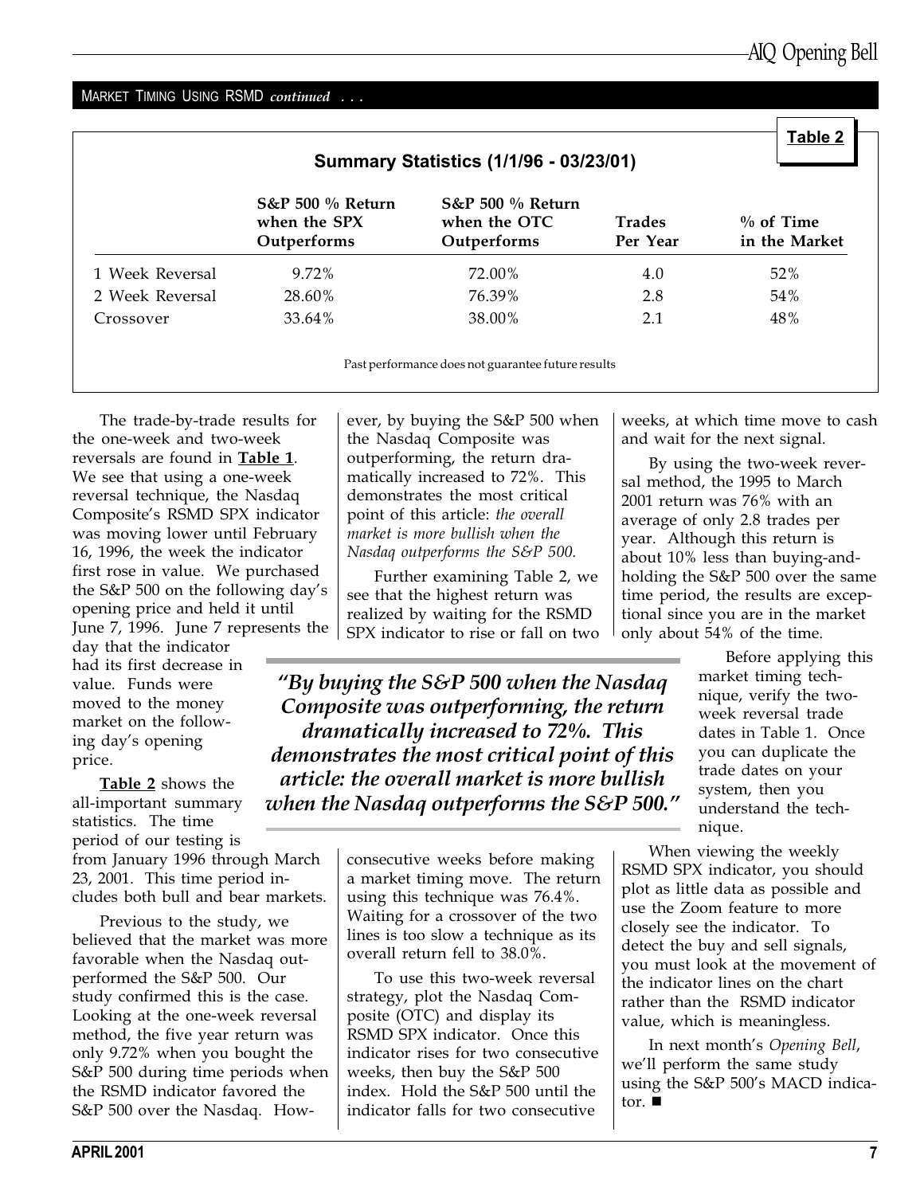MARKET TIMING USING RSMD *continued* . . .

**Table 2**

**Summary Statistics (1/1/96 - 03/23/01)**

| | S&P 500 % Return when the SPX Outperforms | S&P 500 % Return when the OTC Outperforms | Trades Per Year | % of Time in the Market |
|---|---|---|---|---|
| 1 Week Reversal | 9.72% | 72.00% | 4.0 | 52% |
| 2 Week Reversal | 28.60% | 76.39% | 2.8 | 54% |
| Crossover | 33.64% | 38.00% | 2.1 | 48% |

Past performance does not guarantee future results

The trade-by-trade results for the one-week and two-week reversals are found in **Table 1**. We see that using a one-week reversal technique, the Nasdaq Composite's RSMD SPX indicator was moving lower until February 16, 1996, the week the indicator first rose in value. We purchased the S&P 500 on the following day's opening price and held it until June 7, 1996. June 7 represents the day that the indicator had its first decrease in value. Funds were moved to the money market on the following day's opening price.

**Table 2** shows the all-important summary statistics. The time period of our testing is from January 1996 through March 23, 2001. This time period includes both bull and bear markets.

Previous to the study, we believed that the market was more favorable when the Nasdaq outperformed the S&P 500. Our study confirmed this is the case. Looking at the one-week reversal method, the five year return was only 9.72% when you bought the S&P 500 during time periods when the RSMD indicator favored the S&P 500 over the Nasdaq. However, by buying the S&P 500 when the Nasdaq Composite was outperforming, the return dramatically increased to 72%. This demonstrates the most critical point of this article: *the overall market is more bullish when the Nasdaq outperforms the S&P 500.*

Further examining Table 2, we see that the highest return was realized by waiting for the RSMD SPX indicator to rise or fall on two consecutive weeks before making a market timing move. The return using this technique was 76.4%. Waiting for a crossover of the two lines is too slow a technique as its overall return fell to 38.0%.

> ***"By buying the S&P 500 when the Nasdaq Composite was outperforming, the return dramatically increased to 72%. This demonstrates the most critical point of this article: the overall market is more bullish when the Nasdaq outperforms the S&P 500."***

To use this two-week reversal strategy, plot the Nasdaq Composite (OTC) and display its RSMD SPX indicator. Once this indicator rises for two consecutive weeks, then buy the S&P 500 index. Hold the S&P 500 until the indicator falls for two consecutive weeks, at which time move to cash and wait for the next signal.

By using the two-week reversal method, the 1995 to March 2001 return was 76% with an average of only 2.8 trades per year. Although this return is about 10% less than buying-and-holding the S&P 500 over the same time period, the results are exceptional since you are in the market only about 54% of the time.

Before applying this market timing technique, verify the two-week reversal trade dates in Table 1. Once you can duplicate the trade dates on your system, then you understand the technique.

When viewing the weekly RSMD SPX indicator, you should plot as little data as possible and use the Zoom feature to more closely see the indicator. To detect the buy and sell signals, you must look at the movement of the indicator lines on the chart rather than the RSMD indicator value, which is meaningless.

In next month's *Opening Bell*, we'll perform the same study using the S&P 500's MACD indicator. ■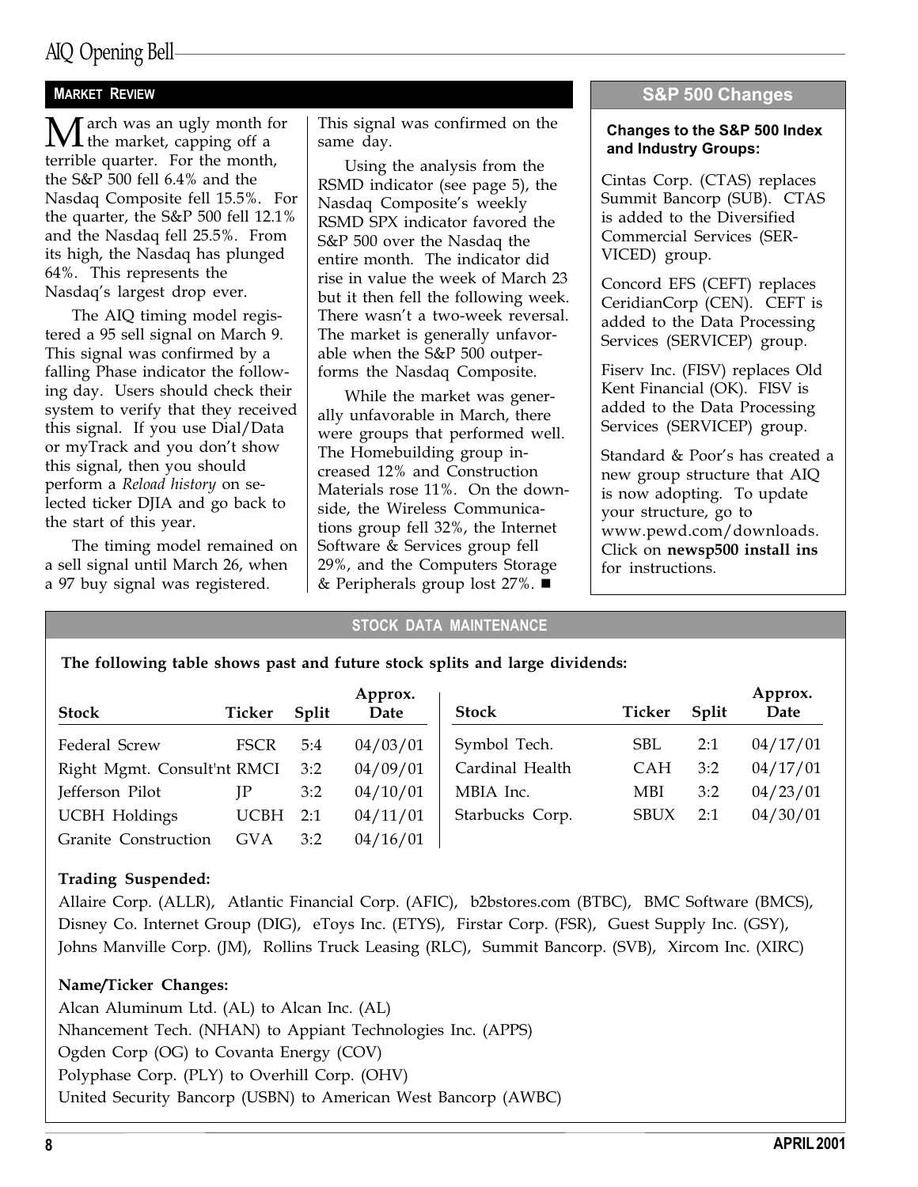## MARKET REVIEW

March was an ugly month for the market, capping off a terrible quarter. For the month, the S&P 500 fell 6.4% and the Nasdaq Composite fell 15.5%. For the quarter, the S&P 500 fell 12.1% and the Nasdaq fell 25.5%. From its high, the Nasdaq has plunged 64%. This represents the Nasdaq's largest drop ever.

The AIQ timing model registered a 95 sell signal on March 9. This signal was confirmed by a falling Phase indicator the following day. Users should check their system to verify that they received this signal. If you use Dial/Data or myTrack and you don't show this signal, then you should perform a *Reload history* on selected ticker DJIA and go back to the start of this year.

The timing model remained on a sell signal until March 26, when a 97 buy signal was registered. This signal was confirmed on the same day.

Using the analysis from the RSMD indicator (see page 5), the Nasdaq Composite's weekly RSMD SPX indicator favored the S&P 500 over the Nasdaq the entire month. The indicator did rise in value the week of March 23 but it then fell the following week. There wasn't a two-week reversal. The market is generally unfavorable when the S&P 500 outperforms the Nasdaq Composite.

While the market was generally unfavorable in March, there were groups that performed well. The Homebuilding group increased 12% and Construction Materials rose 11%. On the downside, the Wireless Communications group fell 32%, the Internet Software & Services group fell 29%, and the Computers Storage & Peripherals group lost 27%. ■

## S&P 500 Changes

**Changes to the S&P 500 Index and Industry Groups:**

Cintas Corp. (CTAS) replaces Summit Bancorp (SUB). CTAS is added to the Diversified Commercial Services (SERVICED) group.

Concord EFS (CEFT) replaces CeridianCorp (CEN). CEFT is added to the Data Processing Services (SERVICEP) group.

Fiserv Inc. (FISV) replaces Old Kent Financial (OK). FISV is added to the Data Processing Services (SERVICEP) group.

Standard & Poor's has created a new group structure that AIQ is now adopting. To update your structure, go to www.pewd.com/downloads. Click on **newsp500 install ins** for instructions.

## STOCK DATA MAINTENANCE

**The following table shows past and future stock splits and large dividends:**

| Stock | Ticker | Split | Approx. Date |
|---|---|---|---|
| Federal Screw | FSCR | 5:4 | 04/03/01 |
| Right Mgmt. Consult'nt | RMCI | 3:2 | 04/09/01 |
| Jefferson Pilot | JP | 3:2 | 04/10/01 |
| UCBH Holdings | UCBH | 2:1 | 04/11/01 |
| Granite Construction | GVA | 3:2 | 04/16/01 |
| Symbol Tech. | SBL | 2:1 | 04/17/01 |
| Cardinal Health | CAH | 3:2 | 04/17/01 |
| MBIA Inc. | MBI | 3:2 | 04/23/01 |
| Starbucks Corp. | SBUX | 2:1 | 04/30/01 |

**Trading Suspended:**

Allaire Corp. (ALLR), Atlantic Financial Corp. (AFIC), b2bstores.com (BTBC), BMC Software (BMCS), Disney Co. Internet Group (DIG), eToys Inc. (ETYS), Firstar Corp. (FSR), Guest Supply Inc. (GSY), Johns Manville Corp. (JM), Rollins Truck Leasing (RLC), Summit Bancorp. (SVB), Xircom Inc. (XIRC)

**Name/Ticker Changes:**

Alcan Aluminum Ltd. (AL) to Alcan Inc. (AL)
Nhancement Tech. (NHAN) to Appiant Technologies Inc. (APPS)
Ogden Corp (OG) to Covanta Energy (COV)
Polyphase Corp. (PLY) to Overhill Corp. (OHV)
United Security Bancorp (USBN) to American West Bancorp (AWBC)